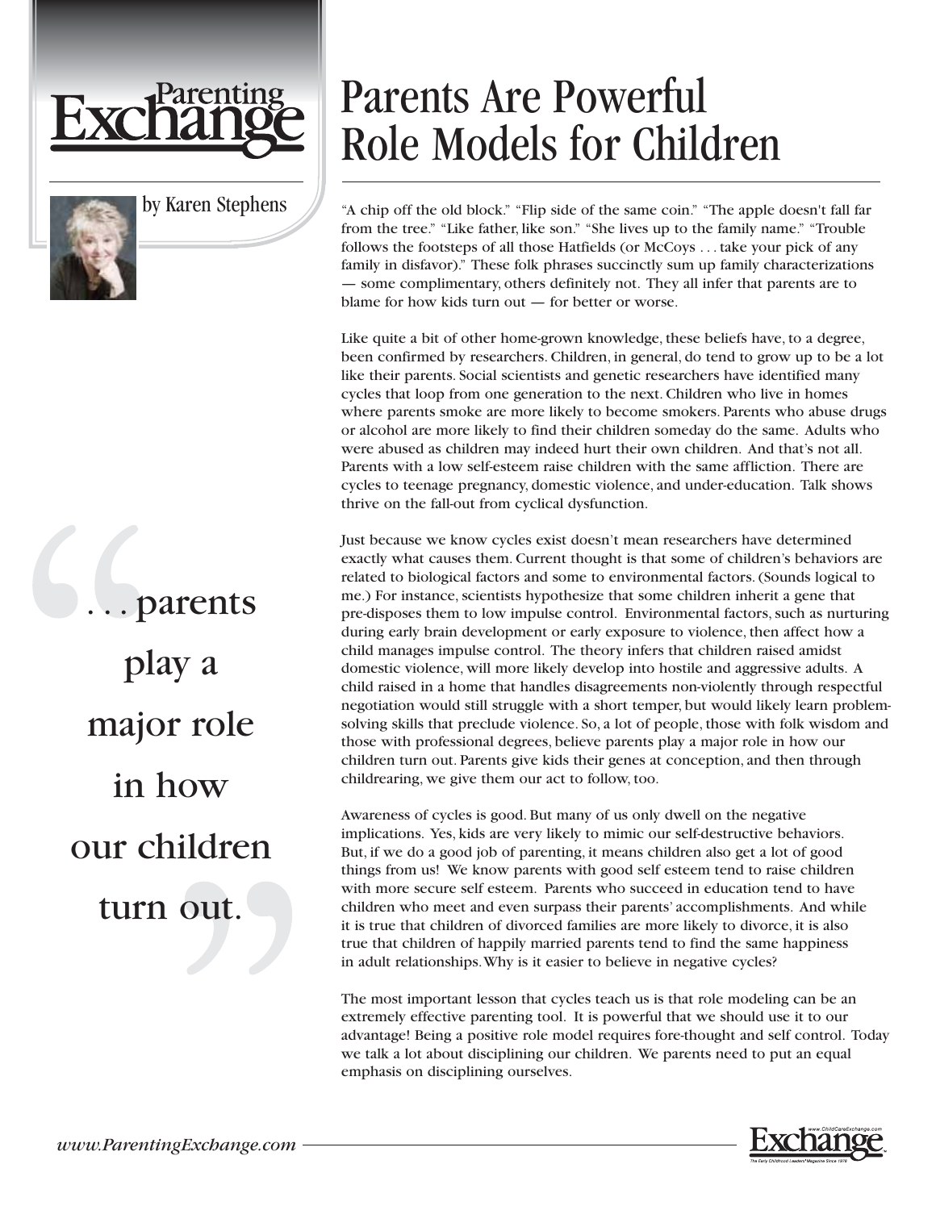# Parents Are Powerful Role Models for Children

Parenting Exchange

by Karen Stephens

"A chip off the old block." "Flip side of the same coin." "The apple doesn't fall far from the tree." "Like father, like son." "She lives up to the family name." "Trouble follows the footsteps of all those Hatfields (or McCoys . . . take your pick of any family in disfavor)." These folk phrases succinctly sum up family characterizations — some complimentary, others definitely not. They all infer that parents are to blame for how kids turn out — for better or worse.

Like quite a bit of other home-grown knowledge, these beliefs have, to a degree, been confirmed by researchers. Children, in general, do tend to grow up to be a lot like their parents. Social scientists and genetic researchers have identified many cycles that loop from one generation to the next. Children who live in homes where parents smoke are more likely to become smokers. Parents who abuse drugs or alcohol are more likely to find their children someday do the same. Adults who were abused as children may indeed hurt their own children. And that's not all. Parents with a low self-esteem raise children with the same affliction. There are cycles to teenage pregnancy, domestic violence, and under-education. Talk shows thrive on the fall-out from cyclical dysfunction.

Just because we know cycles exist doesn't mean researchers have determined exactly what causes them. Current thought is that some of children's behaviors are related to biological factors and some to environmental factors. (Sounds logical to me.) For instance, scientists hypothesize that some children inherit a gene that pre-disposes them to low impulse control. Environmental factors, such as nurturing during early brain development or early exposure to violence, then affect how a child manages impulse control. The theory infers that children raised amidst domestic violence, will more likely develop into hostile and aggressive adults. A child raised in a home that handles disagreements non-violently through respectful negotiation would still struggle with a short temper, but would likely learn problem-solving skills that preclude violence. So, a lot of people, those with folk wisdom and those with professional degrees, believe parents play a major role in how our children turn out. Parents give kids their genes at conception, and then through childrearing, we give them our act to follow, too.

> "...parents play a major role in how our children turn out."

Awareness of cycles is good. But many of us only dwell on the negative implications. Yes, kids are very likely to mimic our self-destructive behaviors. But, if we do a good job of parenting, it means children also get a lot of good things from us! We know parents with good self esteem tend to raise children with more secure self esteem. Parents who succeed in education tend to have children who meet and even surpass their parents' accomplishments. And while it is true that children of divorced families are more likely to divorce, it is also true that children of happily married parents tend to find the same happiness in adult relationships. Why is it easier to believe in negative cycles?

The most important lesson that cycles teach us is that role modeling can be an extremely effective parenting tool. It is powerful that we should use it to our advantage! Being a positive role model requires fore-thought and self control. Today we talk a lot about disciplining our children. We parents need to put an equal emphasis on disciplining ourselves.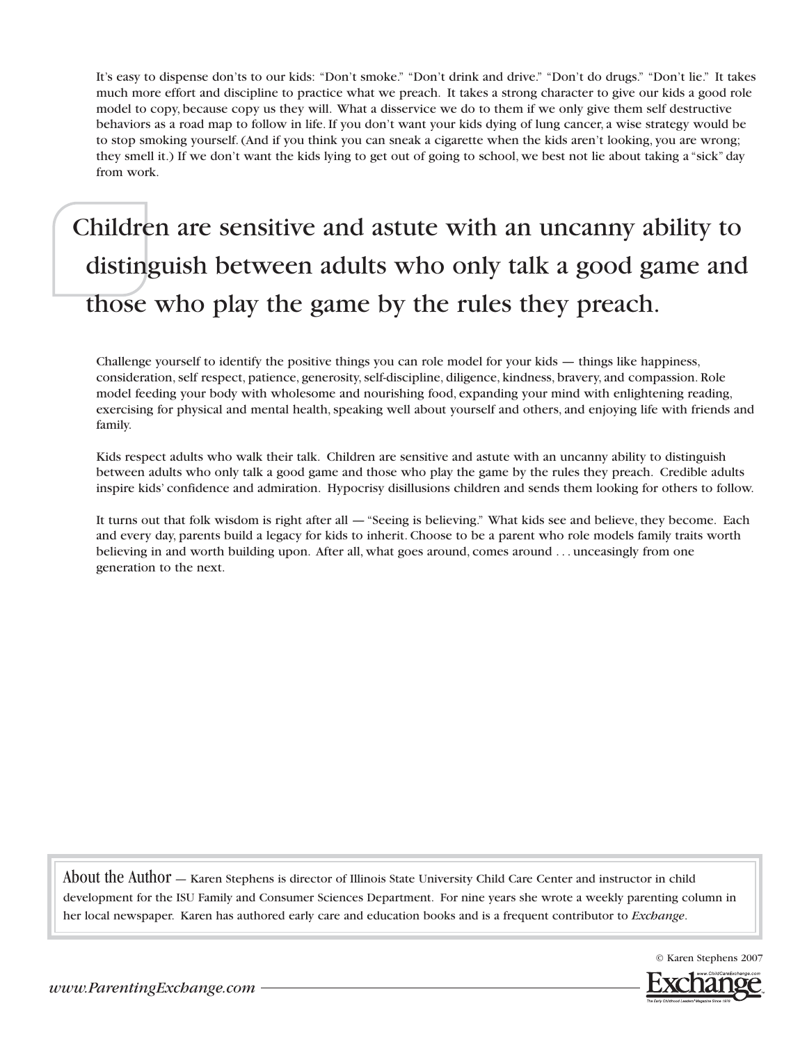It's easy to dispense don'ts to our kids: "Don't smoke." "Don't drink and drive." "Don't do drugs." "Don't lie." It takes much more effort and discipline to practice what we preach. It takes a strong character to give our kids a good role model to copy, because copy us they will. What a disservice we do to them if we only give them self destructive behaviors as a road map to follow in life. If you don't want your kids dying of lung cancer, a wise strategy would be to stop smoking yourself. (And if you think you can sneak a cigarette when the kids aren't looking, you are wrong; they smell it.) If we don't want the kids lying to get out of going to school, we best not lie about taking a "sick" day from work.

> Children are sensitive and astute with an uncanny ability to distinguish between adults who only talk a good game and those who play the game by the rules they preach.

Challenge yourself to identify the positive things you can role model for your kids — things like happiness, consideration, self respect, patience, generosity, self-discipline, diligence, kindness, bravery, and compassion. Role model feeding your body with wholesome and nourishing food, expanding your mind with enlightening reading, exercising for physical and mental health, speaking well about yourself and others, and enjoying life with friends and family.

Kids respect adults who walk their talk. Children are sensitive and astute with an uncanny ability to distinguish between adults who only talk a good game and those who play the game by the rules they preach. Credible adults inspire kids' confidence and admiration. Hypocrisy disillusions children and sends them looking for others to follow.

It turns out that folk wisdom is right after all — "Seeing is believing." What kids see and believe, they become. Each and every day, parents build a legacy for kids to inherit. Choose to be a parent who role models family traits worth believing in and worth building upon. After all, what goes around, comes around . . . unceasingly from one generation to the next.

About the Author — Karen Stephens is director of Illinois State University Child Care Center and instructor in child development for the ISU Family and Consumer Sciences Department. For nine years she wrote a weekly parenting column in her local newspaper. Karen has authored early care and education books and is a frequent contributor to *Exchange*.

© Karen Stephens 2007

*www.ParentingExchange.com*